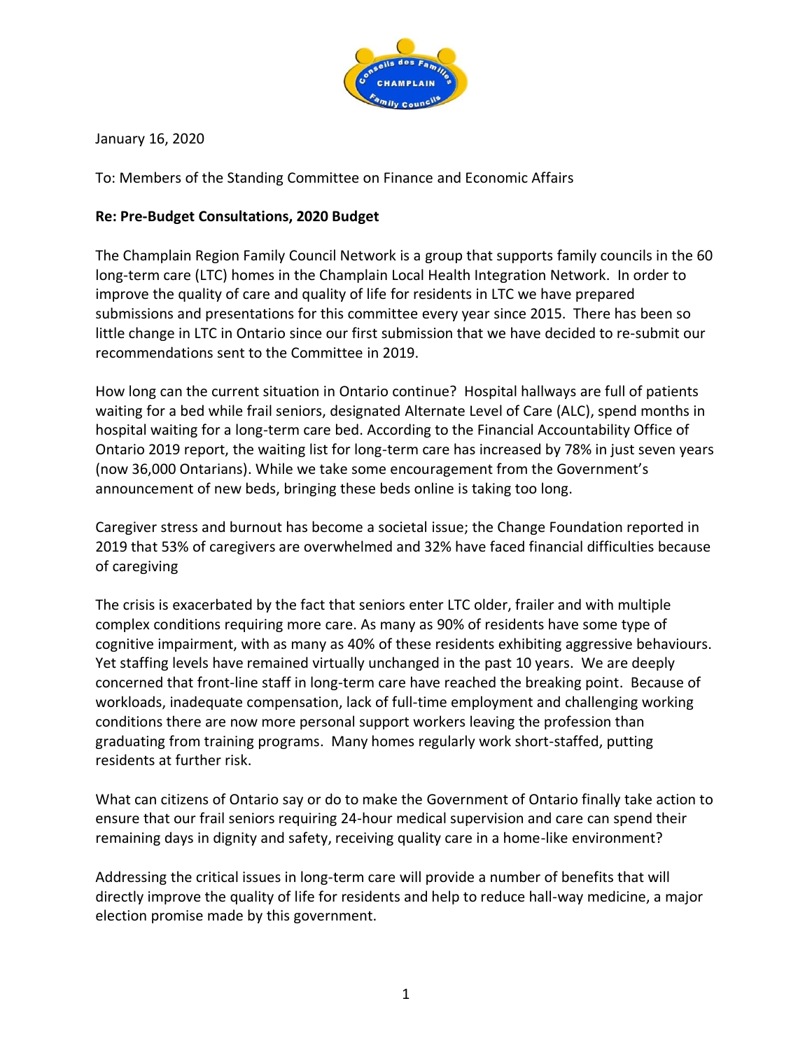January 16, 2020

To: Members of the Standing Committee on Finance and Economic Affairs

**Re: Pre-Budget Consultations, 2020 Budget**

The Champlain Region Family Council Network is a group that supports family councils in the 60 long-term care (LTC) homes in the Champlain Local Health Integration Network. In order to improve the quality of care and quality of life for residents in LTC we have prepared submissions and presentations for this committee every year since 2015. There has been so little change in LTC in Ontario since our first submission that we have decided to re-submit our recommendations sent to the Committee in 2019.

How long can the current situation in Ontario continue? Hospital hallways are full of patients waiting for a bed while frail seniors, designated Alternate Level of Care (ALC), spend months in hospital waiting for a long-term care bed. According to the Financial Accountability Office of Ontario 2019 report, the waiting list for long-term care has increased by 78% in just seven years (now 36,000 Ontarians). While we take some encouragement from the Government's announcement of new beds, bringing these beds online is taking too long.

Caregiver stress and burnout has become a societal issue; the Change Foundation reported in 2019 that 53% of caregivers are overwhelmed and 32% have faced financial difficulties because of caregiving

The crisis is exacerbated by the fact that seniors enter LTC older, frailer and with multiple complex conditions requiring more care. As many as 90% of residents have some type of cognitive impairment, with as many as 40% of these residents exhibiting aggressive behaviours. Yet staffing levels have remained virtually unchanged in the past 10 years. We are deeply concerned that front-line staff in long-term care have reached the breaking point. Because of workloads, inadequate compensation, lack of full-time employment and challenging working conditions there are now more personal support workers leaving the profession than graduating from training programs. Many homes regularly work short-staffed, putting residents at further risk.

What can citizens of Ontario say or do to make the Government of Ontario finally take action to ensure that our frail seniors requiring 24-hour medical supervision and care can spend their remaining days in dignity and safety, receiving quality care in a home-like environment?

Addressing the critical issues in long-term care will provide a number of benefits that will directly improve the quality of life for residents and help to reduce hall-way medicine, a major election promise made by this government.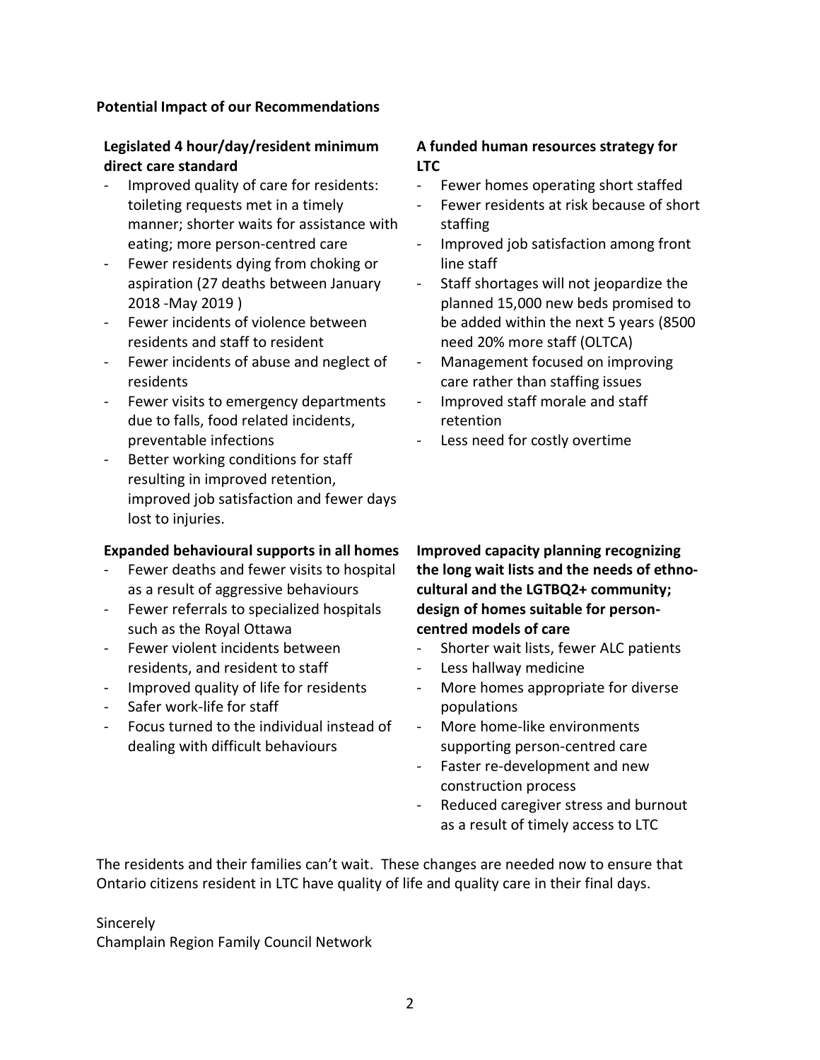**Potential Impact of our Recommendations**

**Legislated 4 hour/day/resident minimum direct care standard**

- Improved quality of care for residents: toileting requests met in a timely manner; shorter waits for assistance with eating; more person-centred care
- Fewer residents dying from choking or aspiration (27 deaths between January 2018 -May 2019 )
- Fewer incidents of violence between residents and staff to resident
- Fewer incidents of abuse and neglect of residents
- Fewer visits to emergency departments due to falls, food related incidents, preventable infections
- Better working conditions for staff resulting in improved retention, improved job satisfaction and fewer days lost to injuries.

**A funded human resources strategy for LTC**

- Fewer homes operating short staffed
- Fewer residents at risk because of short staffing
- Improved job satisfaction among front line staff
- Staff shortages will not jeopardize the planned 15,000 new beds promised to be added within the next 5 years (8500 need 20% more staff (OLTCA)
- Management focused on improving care rather than staffing issues
- Improved staff morale and staff retention
- Less need for costly overtime

**Expanded behavioural supports in all homes**

- Fewer deaths and fewer visits to hospital as a result of aggressive behaviours
- Fewer referrals to specialized hospitals such as the Royal Ottawa
- Fewer violent incidents between residents, and resident to staff
- Improved quality of life for residents
- Safer work-life for staff
- Focus turned to the individual instead of dealing with difficult behaviours

**Improved capacity planning recognizing the long wait lists and the needs of ethno-cultural and the LGTBQ2+ community; design of homes suitable for person-centred models of care**

- Shorter wait lists, fewer ALC patients
- Less hallway medicine
- More homes appropriate for diverse populations
- More home-like environments supporting person-centred care
- Faster re-development and new construction process
- Reduced caregiver stress and burnout as a result of timely access to LTC

The residents and their families can't wait. These changes are needed now to ensure that Ontario citizens resident in LTC have quality of life and quality care in their final days.

Sincerely
Champlain Region Family Council Network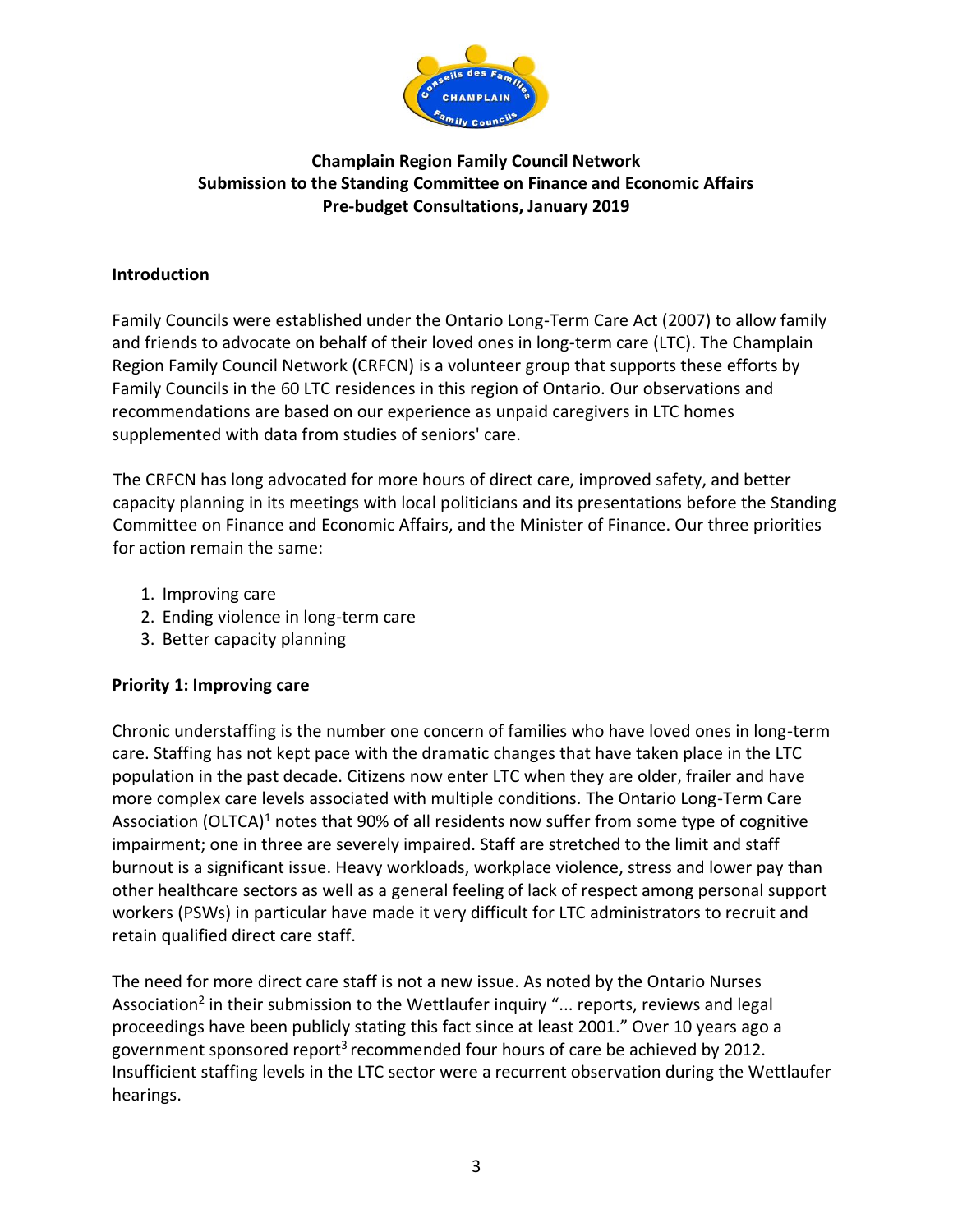**Champlain Region Family Council Network**
**Submission to the Standing Committee on Finance and Economic Affairs**
**Pre-budget Consultations, January 2019**

## Introduction

Family Councils were established under the Ontario Long-Term Care Act (2007) to allow family and friends to advocate on behalf of their loved ones in long-term care (LTC). The Champlain Region Family Council Network (CRFCN) is a volunteer group that supports these efforts by Family Councils in the 60 LTC residences in this region of Ontario. Our observations and recommendations are based on our experience as unpaid caregivers in LTC homes supplemented with data from studies of seniors' care.

The CRFCN has long advocated for more hours of direct care, improved safety, and better capacity planning in its meetings with local politicians and its presentations before the Standing Committee on Finance and Economic Affairs, and the Minister of Finance. Our three priorities for action remain the same:

1. Improving care
2. Ending violence in long-term care
3. Better capacity planning

## Priority 1: Improving care

Chronic understaffing is the number one concern of families who have loved ones in long-term care. Staffing has not kept pace with the dramatic changes that have taken place in the LTC population in the past decade. Citizens now enter LTC when they are older, frailer and have more complex care levels associated with multiple conditions. The Ontario Long-Term Care Association (OLTCA)[1] notes that 90% of all residents now suffer from some type of cognitive impairment; one in three are severely impaired. Staff are stretched to the limit and staff burnout is a significant issue. Heavy workloads, workplace violence, stress and lower pay than other healthcare sectors as well as a general feeling of lack of respect among personal support workers (PSWs) in particular have made it very difficult for LTC administrators to recruit and retain qualified direct care staff.

The need for more direct care staff is not a new issue. As noted by the Ontario Nurses Association[2] in their submission to the Wettlaufer inquiry "... reports, reviews and legal proceedings have been publicly stating this fact since at least 2001." Over 10 years ago a government sponsored report[3] recommended four hours of care be achieved by 2012. Insufficient staffing levels in the LTC sector were a recurrent observation during the Wettlaufer hearings.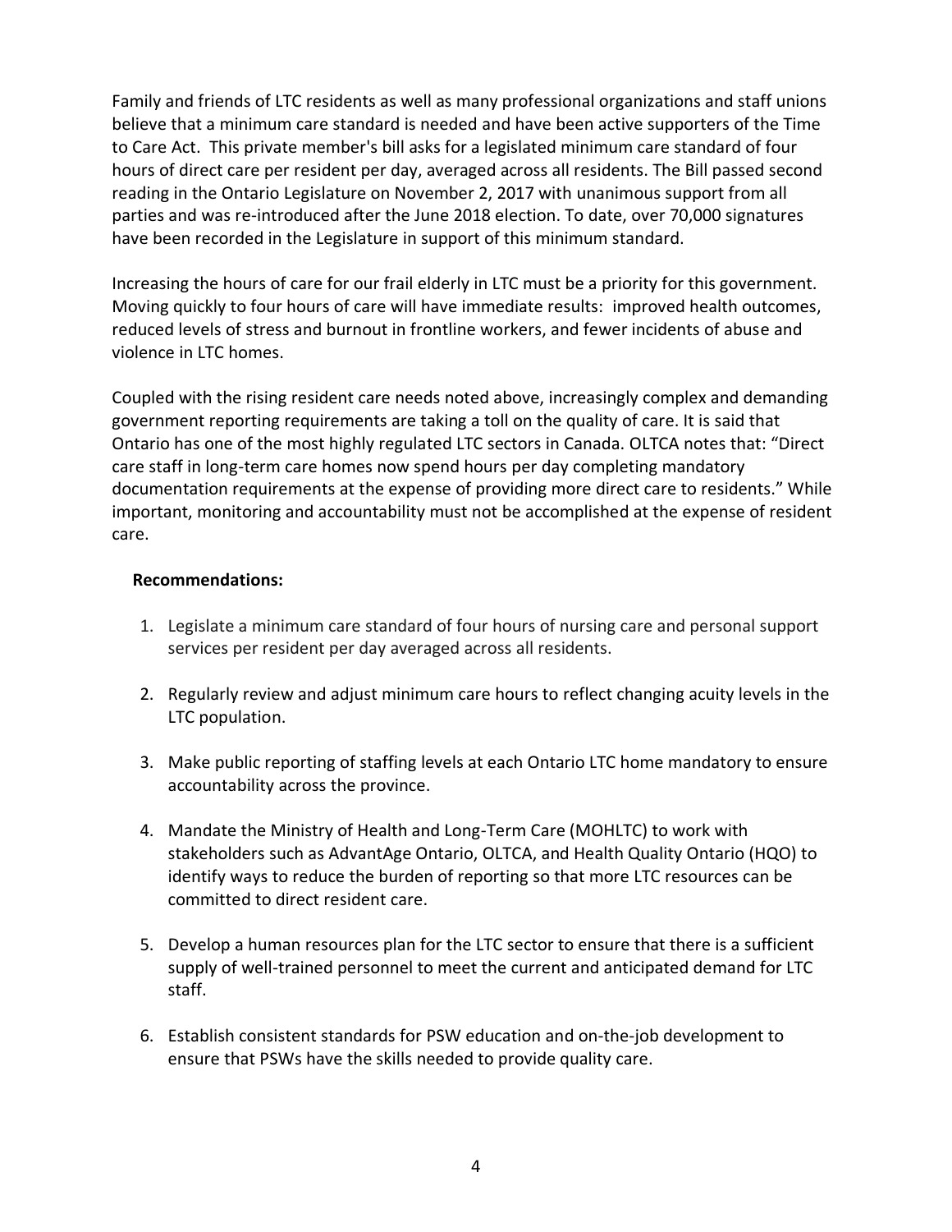Family and friends of LTC residents as well as many professional organizations and staff unions believe that a minimum care standard is needed and have been active supporters of the Time to Care Act. This private member's bill asks for a legislated minimum care standard of four hours of direct care per resident per day, averaged across all residents. The Bill passed second reading in the Ontario Legislature on November 2, 2017 with unanimous support from all parties and was re-introduced after the June 2018 election. To date, over 70,000 signatures have been recorded in the Legislature in support of this minimum standard.

Increasing the hours of care for our frail elderly in LTC must be a priority for this government. Moving quickly to four hours of care will have immediate results: improved health outcomes, reduced levels of stress and burnout in frontline workers, and fewer incidents of abuse and violence in LTC homes.

Coupled with the rising resident care needs noted above, increasingly complex and demanding government reporting requirements are taking a toll on the quality of care. It is said that Ontario has one of the most highly regulated LTC sectors in Canada. OLTCA notes that: "Direct care staff in long-term care homes now spend hours per day completing mandatory documentation requirements at the expense of providing more direct care to residents." While important, monitoring and accountability must not be accomplished at the expense of resident care.

**Recommendations:**

1. Legislate a minimum care standard of four hours of nursing care and personal support services per resident per day averaged across all residents.

2. Regularly review and adjust minimum care hours to reflect changing acuity levels in the LTC population.

3. Make public reporting of staffing levels at each Ontario LTC home mandatory to ensure accountability across the province.

4. Mandate the Ministry of Health and Long-Term Care (MOHLTC) to work with stakeholders such as AdvantAge Ontario, OLTCA, and Health Quality Ontario (HQO) to identify ways to reduce the burden of reporting so that more LTC resources can be committed to direct resident care.

5. Develop a human resources plan for the LTC sector to ensure that there is a sufficient supply of well-trained personnel to meet the current and anticipated demand for LTC staff.

6. Establish consistent standards for PSW education and on-the-job development to ensure that PSWs have the skills needed to provide quality care.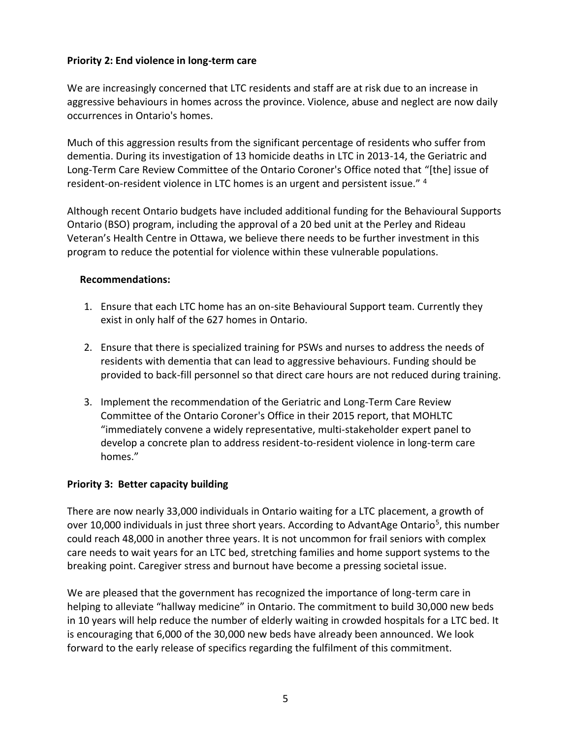**Priority 2: End violence in long-term care**

We are increasingly concerned that LTC residents and staff are at risk due to an increase in aggressive behaviours in homes across the province. Violence, abuse and neglect are now daily occurrences in Ontario's homes.

Much of this aggression results from the significant percentage of residents who suffer from dementia. During its investigation of 13 homicide deaths in LTC in 2013-14, the Geriatric and Long-Term Care Review Committee of the Ontario Coroner's Office noted that "[the] issue of resident-on-resident violence in LTC homes is an urgent and persistent issue." [4]

Although recent Ontario budgets have included additional funding for the Behavioural Supports Ontario (BSO) program, including the approval of a 20 bed unit at the Perley and Rideau Veteran's Health Centre in Ottawa, we believe there needs to be further investment in this program to reduce the potential for violence within these vulnerable populations.

**Recommendations:**

1. Ensure that each LTC home has an on-site Behavioural Support team. Currently they exist in only half of the 627 homes in Ontario.

2. Ensure that there is specialized training for PSWs and nurses to address the needs of residents with dementia that can lead to aggressive behaviours. Funding should be provided to back-fill personnel so that direct care hours are not reduced during training.

3. Implement the recommendation of the Geriatric and Long-Term Care Review Committee of the Ontario Coroner's Office in their 2015 report, that MOHLTC "immediately convene a widely representative, multi-stakeholder expert panel to develop a concrete plan to address resident-to-resident violence in long-term care homes."

**Priority 3: Better capacity building**

There are now nearly 33,000 individuals in Ontario waiting for a LTC placement, a growth of over 10,000 individuals in just three short years. According to AdvantAge Ontario[5], this number could reach 48,000 in another three years. It is not uncommon for frail seniors with complex care needs to wait years for an LTC bed, stretching families and home support systems to the breaking point. Caregiver stress and burnout have become a pressing societal issue.

We are pleased that the government has recognized the importance of long-term care in helping to alleviate "hallway medicine" in Ontario. The commitment to build 30,000 new beds in 10 years will help reduce the number of elderly waiting in crowded hospitals for a LTC bed. It is encouraging that 6,000 of the 30,000 new beds have already been announced. We look forward to the early release of specifics regarding the fulfilment of this commitment.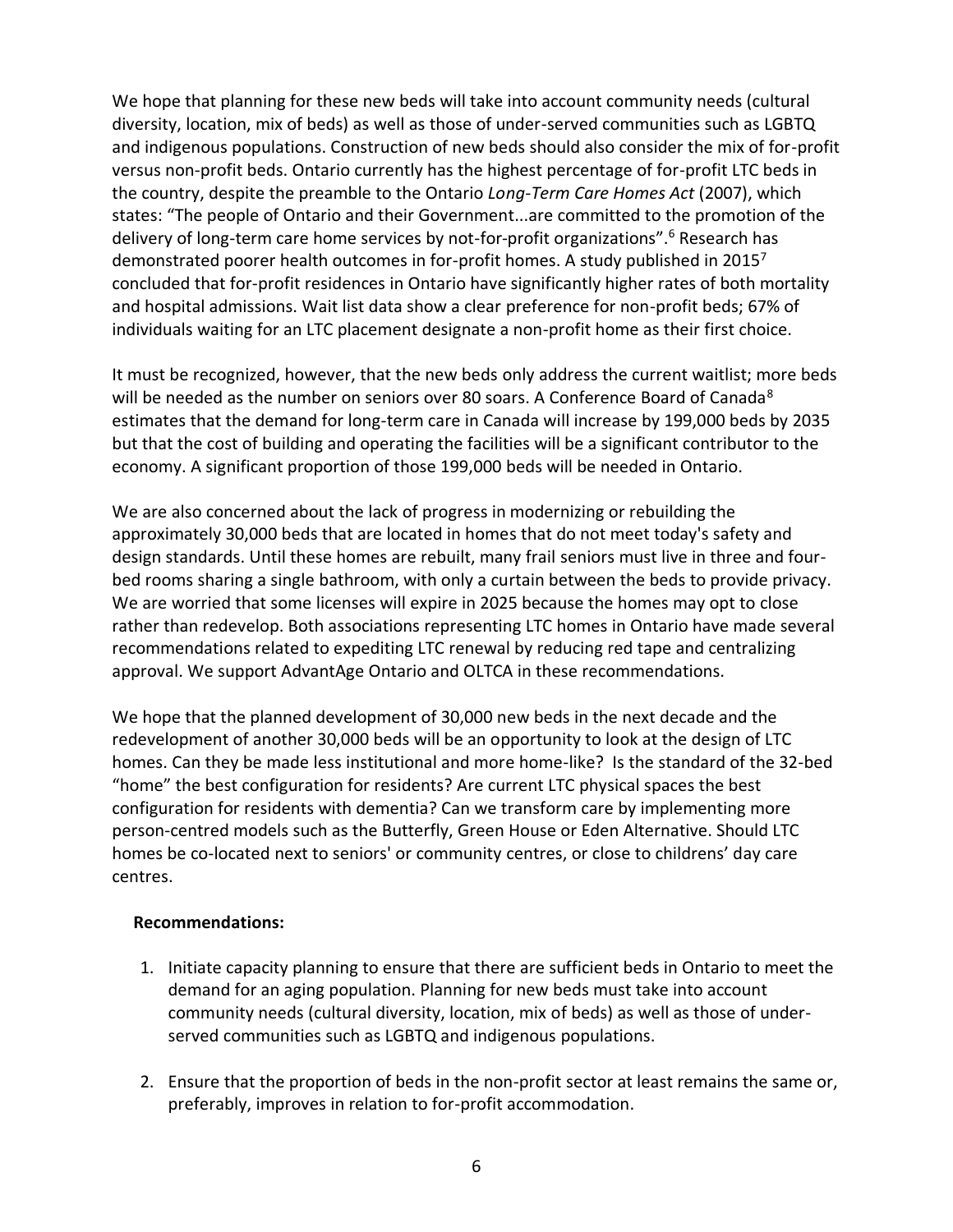We hope that planning for these new beds will take into account community needs (cultural diversity, location, mix of beds) as well as those of under-served communities such as LGBTQ and indigenous populations. Construction of new beds should also consider the mix of for-profit versus non-profit beds. Ontario currently has the highest percentage of for-profit LTC beds in the country, despite the preamble to the Ontario *Long-Term Care Homes Act* (2007), which states: "The people of Ontario and their Government...are committed to the promotion of the delivery of long-term care home services by not-for-profit organizations".[6] Research has demonstrated poorer health outcomes in for-profit homes. A study published in 2015[7] concluded that for-profit residences in Ontario have significantly higher rates of both mortality and hospital admissions. Wait list data show a clear preference for non-profit beds; 67% of individuals waiting for an LTC placement designate a non-profit home as their first choice.

It must be recognized, however, that the new beds only address the current waitlist; more beds will be needed as the number on seniors over 80 soars. A Conference Board of Canada[8] estimates that the demand for long-term care in Canada will increase by 199,000 beds by 2035 but that the cost of building and operating the facilities will be a significant contributor to the economy. A significant proportion of those 199,000 beds will be needed in Ontario.

We are also concerned about the lack of progress in modernizing or rebuilding the approximately 30,000 beds that are located in homes that do not meet today's safety and design standards. Until these homes are rebuilt, many frail seniors must live in three and four-bed rooms sharing a single bathroom, with only a curtain between the beds to provide privacy. We are worried that some licenses will expire in 2025 because the homes may opt to close rather than redevelop. Both associations representing LTC homes in Ontario have made several recommendations related to expediting LTC renewal by reducing red tape and centralizing approval. We support AdvantAge Ontario and OLTCA in these recommendations.

We hope that the planned development of 30,000 new beds in the next decade and the redevelopment of another 30,000 beds will be an opportunity to look at the design of LTC homes. Can they be made less institutional and more home-like? Is the standard of the 32-bed "home" the best configuration for residents? Are current LTC physical spaces the best configuration for residents with dementia? Can we transform care by implementing more person-centred models such as the Butterfly, Green House or Eden Alternative. Should LTC homes be co-located next to seniors' or community centres, or close to childrens' day care centres.

**Recommendations:**

1. Initiate capacity planning to ensure that there are sufficient beds in Ontario to meet the demand for an aging population. Planning for new beds must take into account community needs (cultural diversity, location, mix of beds) as well as those of under-served communities such as LGBTQ and indigenous populations.

2. Ensure that the proportion of beds in the non-profit sector at least remains the same or, preferably, improves in relation to for-profit accommodation.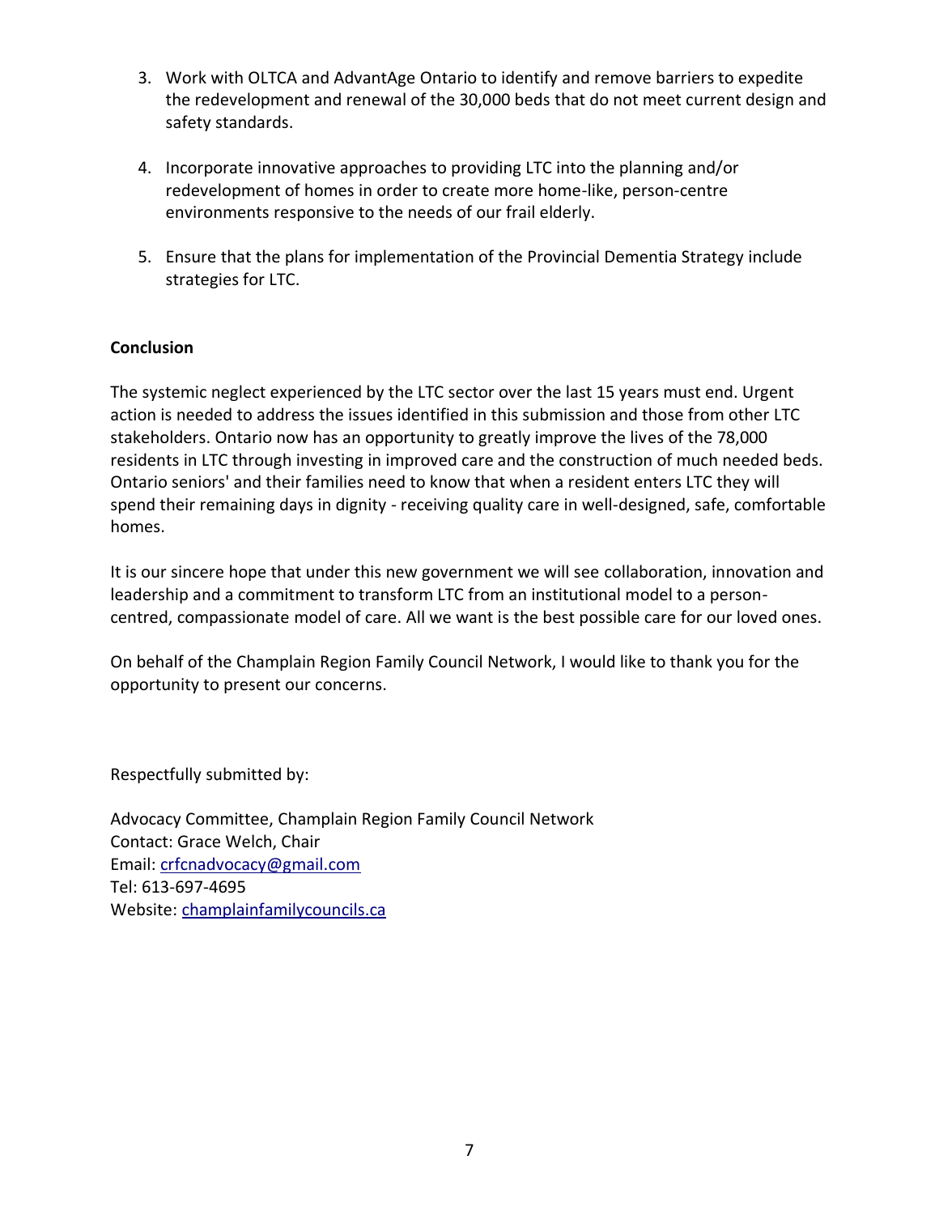3. Work with OLTCA and AdvantAge Ontario to identify and remove barriers to expedite the redevelopment and renewal of the 30,000 beds that do not meet current design and safety standards.

4. Incorporate innovative approaches to providing LTC into the planning and/or redevelopment of homes in order to create more home-like, person-centre environments responsive to the needs of our frail elderly.

5. Ensure that the plans for implementation of the Provincial Dementia Strategy include strategies for LTC.

**Conclusion**

The systemic neglect experienced by the LTC sector over the last 15 years must end. Urgent action is needed to address the issues identified in this submission and those from other LTC stakeholders. Ontario now has an opportunity to greatly improve the lives of the 78,000 residents in LTC through investing in improved care and the construction of much needed beds. Ontario seniors' and their families need to know that when a resident enters LTC they will spend their remaining days in dignity - receiving quality care in well-designed, safe, comfortable homes.

It is our sincere hope that under this new government we will see collaboration, innovation and leadership and a commitment to transform LTC from an institutional model to a person-centred, compassionate model of care. All we want is the best possible care for our loved ones.

On behalf of the Champlain Region Family Council Network, I would like to thank you for the opportunity to present our concerns.

Respectfully submitted by:

Advocacy Committee, Champlain Region Family Council Network
Contact: Grace Welch, Chair
Email: crfcnadvocacy@gmail.com
Tel: 613-697-4695
Website: champlainfamilycouncils.ca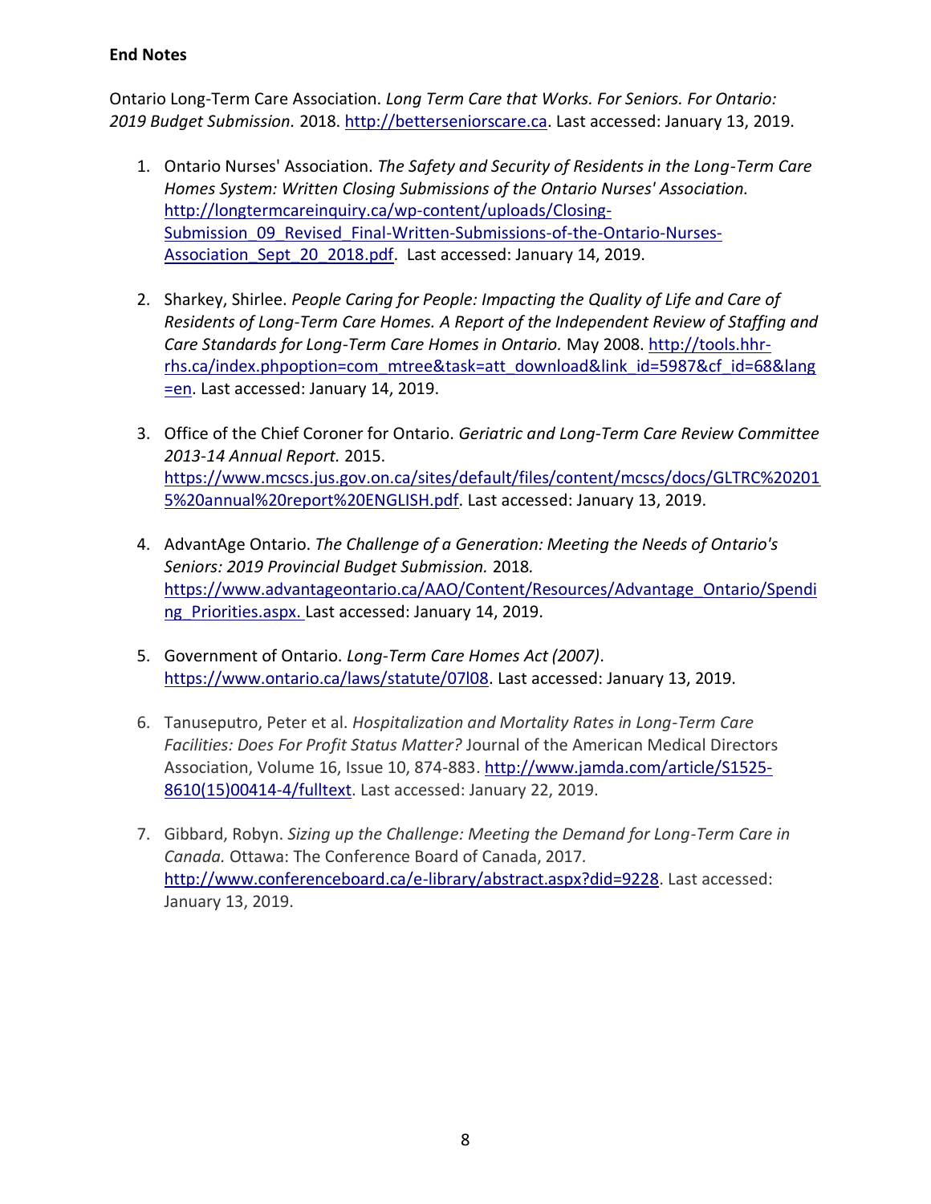**End Notes**

Ontario Long-Term Care Association. *Long Term Care that Works. For Seniors. For Ontario: 2019 Budget Submission.* 2018. http://betterseniorscare.ca. Last accessed: January 13, 2019.

1. Ontario Nurses' Association. *The Safety and Security of Residents in the Long-Term Care Homes System: Written Closing Submissions of the Ontario Nurses' Association.* http://longtermcareinquiry.ca/wp-content/uploads/Closing-Submission_09_Revised_Final-Written-Submissions-of-the-Ontario-Nurses-Association_Sept_20_2018.pdf. Last accessed: January 14, 2019.

2. Sharkey, Shirlee. *People Caring for People: Impacting the Quality of Life and Care of Residents of Long-Term Care Homes. A Report of the Independent Review of Staffing and Care Standards for Long-Term Care Homes in Ontario.* May 2008. http://tools.hhr-rhs.ca/index.phpoption=com_mtree&task=att_download&link_id=5987&cf_id=68&lang=en. Last accessed: January 14, 2019.

3. Office of the Chief Coroner for Ontario. *Geriatric and Long-Term Care Review Committee 2013-14 Annual Report.* 2015. https://www.mcscs.jus.gov.on.ca/sites/default/files/content/mcscs/docs/GLTRC%202015%20annual%20report%20ENGLISH.pdf. Last accessed: January 13, 2019.

4. AdvantAge Ontario. *The Challenge of a Generation: Meeting the Needs of Ontario's Seniors: 2019 Provincial Budget Submission.* 2018. https://www.advantageontario.ca/AAO/Content/Resources/Advantage_Ontario/Spending_Priorities.aspx. Last accessed: January 14, 2019.

5. Government of Ontario. *Long-Term Care Homes Act (2007)*. https://www.ontario.ca/laws/statute/07l08. Last accessed: January 13, 2019.

6. Tanuseputro, Peter et al. *Hospitalization and Mortality Rates in Long-Term Care Facilities: Does For Profit Status Matter?* Journal of the American Medical Directors Association, Volume 16, Issue 10, 874-883. http://www.jamda.com/article/S1525-8610(15)00414-4/fulltext. Last accessed: January 22, 2019.

7. Gibbard, Robyn. *Sizing up the Challenge: Meeting the Demand for Long-Term Care in Canada.* Ottawa: The Conference Board of Canada, 2017. http://www.conferenceboard.ca/e-library/abstract.aspx?did=9228. Last accessed: January 13, 2019.